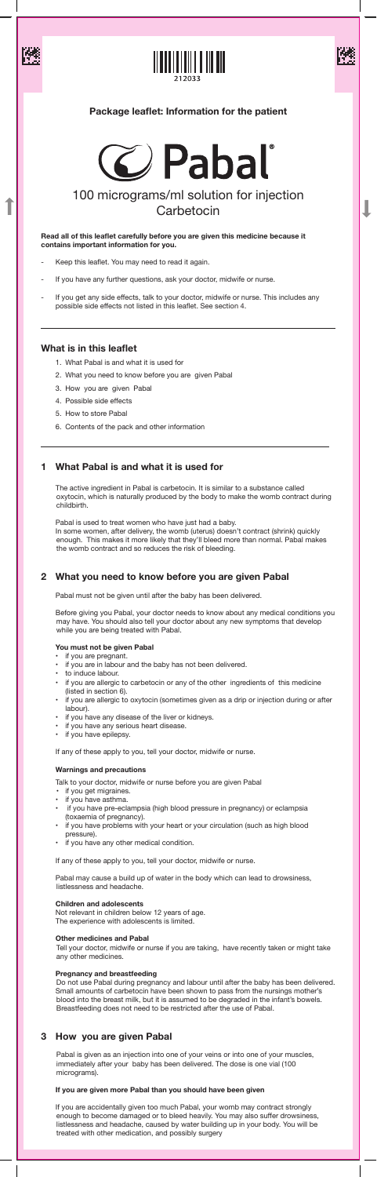## Package leaflet: Information for the patient

# Pabal®

100 micrograms/ml solution for injection
Carbetocin

**Read all of this leaflet carefully before you are given this medicine because it contains important information for you.**

- Keep this leaflet. You may need to read it again.
- If you have any further questions, ask your doctor, midwife or nurse.
- If you get any side effects, talk to your doctor, midwife or nurse. This includes any possible side effects not listed in this leaflet. See section 4.

### What is in this leaflet

1. What Pabal is and what it is used for
2. What you need to know before you are given Pabal
3. How you are given Pabal
4. Possible side effects
5. How to store Pabal
6. Contents of the pack and other information

## 1 What Pabal is and what it is used for

The active ingredient in Pabal is carbetocin. It is similar to a substance called oxytocin, which is naturally produced by the body to make the womb contract during childbirth.

Pabal is used to treat women who have just had a baby.
In some women, after delivery, the womb (uterus) doesn't contract (shrink) quickly enough. This makes it more likely that they'll bleed more than normal. Pabal makes the womb contract and so reduces the risk of bleeding.

## 2 What you need to know before you are given Pabal

Pabal must not be given until after the baby has been delivered.

Before giving you Pabal, your doctor needs to know about any medical conditions you may have. You should also tell your doctor about any new symptoms that develop while you are being treated with Pabal.

**You must not be given Pabal**

- if you are pregnant.
- if you are in labour and the baby has not been delivered.
- to induce labour.
- if you are allergic to carbetocin or any of the other ingredients of this medicine (listed in section 6).
- if you are allergic to oxytocin (sometimes given as a drip or injection during or after labour).
- if you have any disease of the liver or kidneys.
- if you have any serious heart disease.
- if you have epilepsy.

If any of these apply to you, tell your doctor, midwife or nurse.

**Warnings and precautions**

Talk to your doctor, midwife or nurse before you are given Pabal

- if you get migraines.
- if you have asthma.
- if you have pre-eclampsia (high blood pressure in pregnancy) or eclampsia (toxaemia of pregnancy).
- if you have problems with your heart or your circulation (such as high blood pressure).
- if you have any other medical condition.

If any of these apply to you, tell your doctor, midwife or nurse.

Pabal may cause a build up of water in the body which can lead to drowsiness, listlessness and headache.

**Children and adolescents**

Not relevant in children below 12 years of age.
The experience with adolescents is limited.

**Other medicines and Pabal**

Tell your doctor, midwife or nurse if you are taking, have recently taken or might take any other medicines.

**Pregnancy and breastfeeding**

Do not use Pabal during pregnancy and labour until after the baby has been delivered. Small amounts of carbetocin have been shown to pass from the nursings mother's blood into the breast milk, but it is assumed to be degraded in the infant's bowels. Breastfeeding does not need to be restricted after the use of Pabal.

## 3 How you are given Pabal

Pabal is given as an injection into one of your veins or into one of your muscles, immediately after your baby has been delivered. The dose is one vial (100 micrograms).

**If you are given more Pabal than you should have been given**

If you are accidentally given too much Pabal, your womb may contract strongly enough to become damaged or to bleed heavily. You may also suffer drowsiness, listlessness and headache, caused by water building up in your body. You will be treated with other medication, and possibly surgery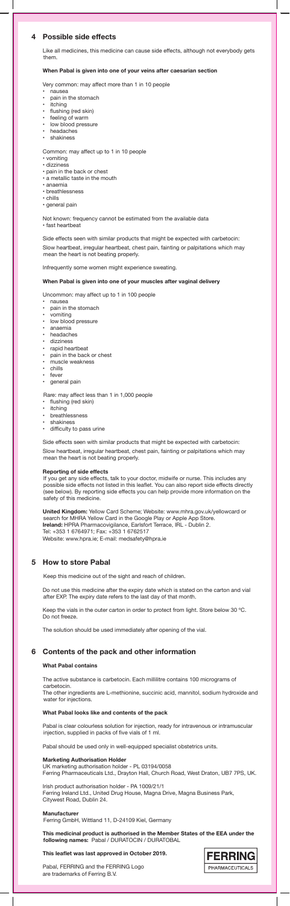## 4 Possible side effects

Like all medicines, this medicine can cause side effects, although not everybody gets them.

**When Pabal is given into one of your veins after caesarian section**

Very common: may affect more than 1 in 10 people

- nausea
- pain in the stomach
- itching
- flushing (red skin)
- feeling of warm
- low blood pressure
- headaches
- shakiness

Common: may affect up to 1 in 10 people

- vomiting
- dizziness
- pain in the back or chest
- a metallic taste in the mouth
- anaemia
- breathlessness
- chills
- general pain

Not known: frequency cannot be estimated from the available data

- fast heartbeat

Side effects seen with similar products that might be expected with carbetocin:
Slow heartbeat, irregular heartbeat, chest pain, fainting or palpitations which may mean the heart is not beating properly.

Infrequently some women might experience sweating.

**When Pabal is given into one of your muscles after vaginal delivery**

Uncommon: may affect up to 1 in 100 people

- nausea
- pain in the stomach
- vomiting
- low blood pressure
- anaemia
- headaches
- dizziness
- rapid heartbeat
- pain in the back or chest
- muscle weakness
- chills
- fever
- general pain

Rare: may affect less than 1 in 1,000 people

- flushing (red skin)
- itching
- breathlessness
- shakiness
- difficulty to pass urine

Side effects seen with similar products that might be expected with carbetocin:
Slow heartbeat, irregular heartbeat, chest pain, fainting or palpitations which may mean the heart is not beating properly.

**Reporting of side effects**

If you get any side effects, talk to your doctor, midwife or nurse. This includes any possible side effects not listed in this leaflet. You can also report side effects directly (see below). By reporting side effects you can help provide more information on the safety of this medicine.

**United Kingdom:** Yellow Card Scheme; Website: www.mhra.gov.uk/yellowcard or search for MHRA Yellow Card in the Google Play or Apple App Store.
**Ireland:** HPRA Pharmacovigilance, Earlsfort Terrace, IRL - Dublin 2.
Tel: +353 1 6764971; Fax: +353 1 6762517
Website: www.hpra.ie; E-mail: medsafety@hpra.ie

## 5 How to store Pabal

Keep this medicine out of the sight and reach of children.

Do not use this medicine after the expiry date which is stated on the carton and vial after EXP. The expiry date refers to the last day of that month.

Keep the vials in the outer carton in order to protect from light. Store below 30 ºC. Do not freeze.

The solution should be used immediately after opening of the vial.

## 6 Contents of the pack and other information

**What Pabal contains**

The active substance is carbetocin. Each millilitre contains 100 micrograms of carbetocin.
The other ingredients are L-methionine, succinic acid, mannitol, sodium hydroxide and water for injections.

**What Pabal looks like and contents of the pack**

Pabal is clear colourless solution for injection, ready for intravenous or intramuscular injection, supplied in packs of five vials of 1 ml.

Pabal should be used only in well-equipped specialist obstetrics units.

**Marketing Authorisation Holder**

UK marketing authorisation holder - PL 03194/0058
Ferring Pharmaceuticals Ltd., Drayton Hall, Church Road, West Draton, UB7 7PS, UK.

Irish product authorisation holder - PA 1009/21/1
Ferring Ireland Ltd., United Drug House, Magna Drive, Magna Business Park, Citywest Road, Dublin 24.

**Manufacturer**

Ferring GmbH, Wittland 11, D-24109 Kiel, Germany

**This medicinal product is authorised in the Member States of the EEA under the following names:** Pabal / DURATOCIN / DURATOBAL

**This leaflet was last approved in October 2019.**

Pabal, FERRING and the FERRING Logo are trademarks of Ferring B.V.

FERRING PHARMACEUTICALS